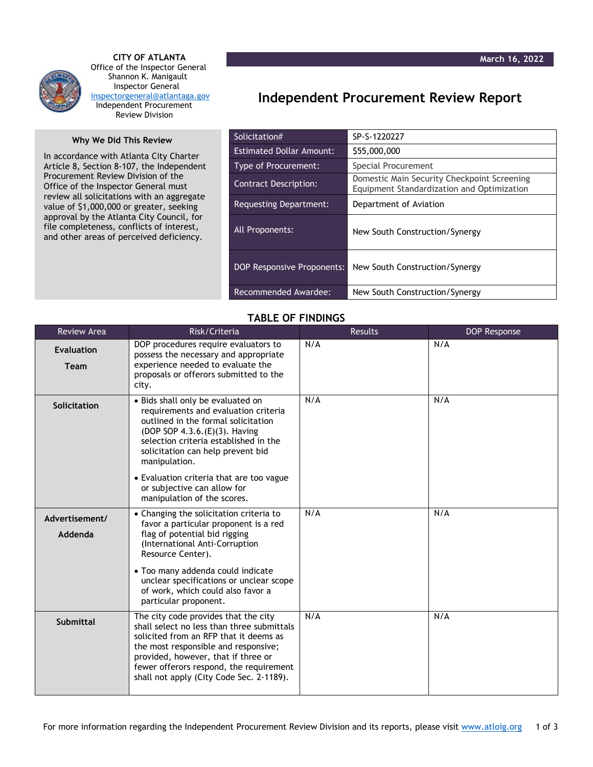**CITY OF ATLANTA**
Office of the Inspector General
Shannon K. Manigault
Inspector General
inspectorgeneral@atlantaga.gov
Independent Procurement Review Division

March 16, 2022

# Independent Procurement Review Report

## Why We Did This Review

In accordance with Atlanta City Charter Article 8, Section 8-107, the Independent Procurement Review Division of the Office of the Inspector General must review all solicitations with an aggregate value of $1,000,000 or greater, seeking approval by the Atlanta City Council, for file completeness, conflicts of interest, and other areas of perceived deficiency.

| | |
|---|---|
| Solicitation# | SP-S-1220227 |
| Estimated Dollar Amount: | $55,000,000 |
| Type of Procurement: | Special Procurement |
| Contract Description: | Domestic Main Security Checkpoint Screening Equipment Standardization and Optimization |
| Requesting Department: | Department of Aviation |
| All Proponents: | New South Construction/Synergy |
| DOP Responsive Proponents: | New South Construction/Synergy |
| Recommended Awardee: | New South Construction/Synergy |

## TABLE OF FINDINGS

| Review Area | Risk/Criteria | Results | DOP Response |
|---|---|---|---|
| **Evaluation Team** | DOP procedures require evaluators to possess the necessary and appropriate experience needed to evaluate the proposals or offerors submitted to the city. | N/A | N/A |
| **Solicitation** | • Bids shall only be evaluated on requirements and evaluation criteria outlined in the formal solicitation (DOP SOP 4.3.6.(E)(3). Having selection criteria established in the solicitation can help prevent bid manipulation.<br>• Evaluation criteria that are too vague or subjective can allow for manipulation of the scores. | N/A | N/A |
| **Advertisement/ Addenda** | • Changing the solicitation criteria to favor a particular proponent is a red flag of potential bid rigging (International Anti-Corruption Resource Center).<br>• Too many addenda could indicate unclear specifications or unclear scope of work, which could also favor a particular proponent. | N/A | N/A |
| **Submittal** | The city code provides that the city shall select no less than three submittals solicited from an RFP that it deems as the most responsible and responsive; provided, however, that if three or fewer offerors respond, the requirement shall not apply (City Code Sec. 2-1189). | N/A | N/A |

For more information regarding the Independent Procurement Review Division and its reports, please visit www.atloig.org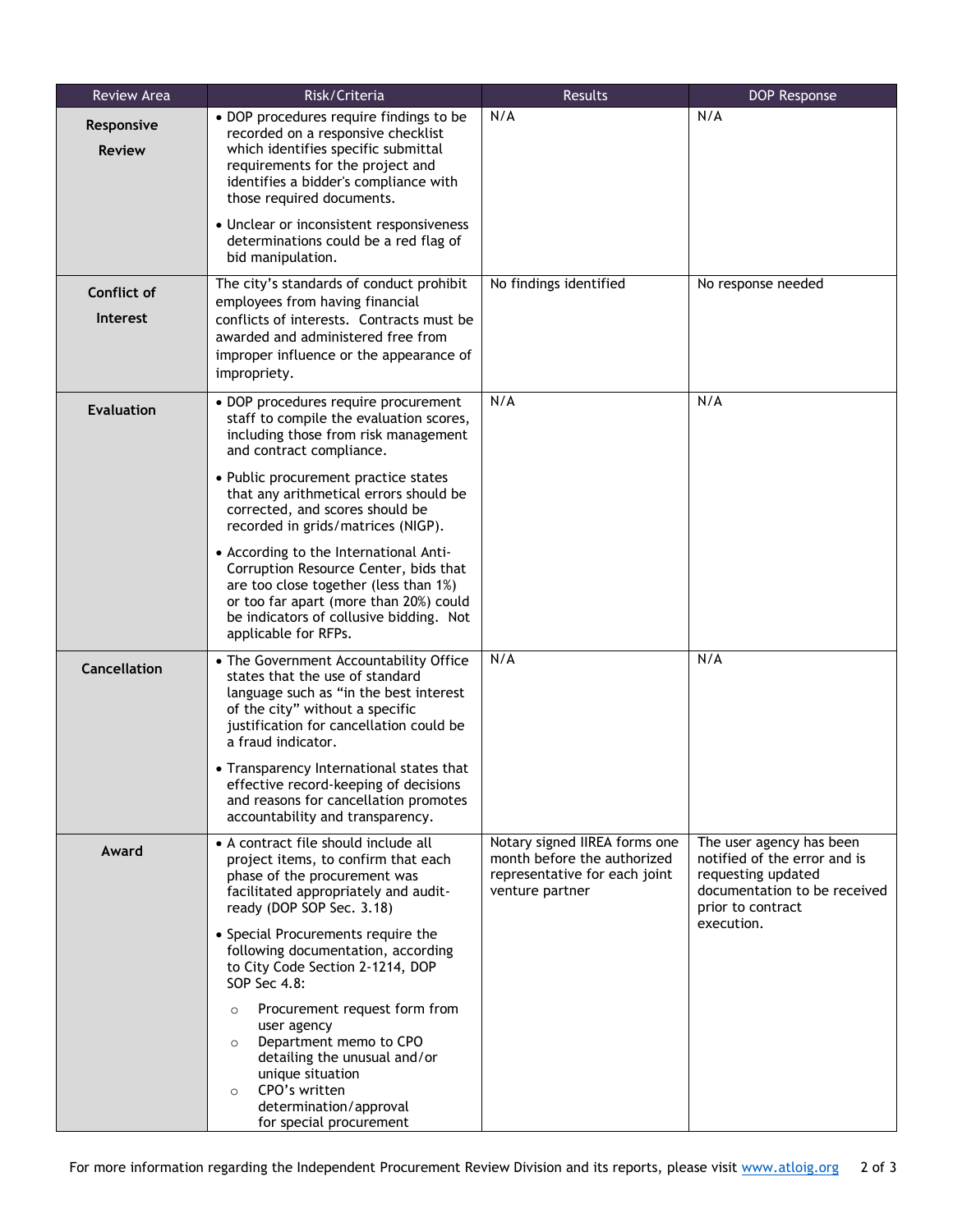| Review Area | Risk/Criteria | Results | DOP Response |
|---|---|---|---|
| **Responsive Review** | • DOP procedures require findings to be recorded on a responsive checklist which identifies specific submittal requirements for the project and identifies a bidder's compliance with those required documents.<br>• Unclear or inconsistent responsiveness determinations could be a red flag of bid manipulation. | N/A | N/A |
| **Conflict of Interest** | The city's standards of conduct prohibit employees from having financial conflicts of interests. Contracts must be awarded and administered free from improper influence or the appearance of impropriety. | No findings identified | No response needed |
| **Evaluation** | • DOP procedures require procurement staff to compile the evaluation scores, including those from risk management and contract compliance.<br>• Public procurement practice states that any arithmetical errors should be corrected, and scores should be recorded in grids/matrices (NIGP).<br>• According to the International Anti-Corruption Resource Center, bids that are too close together (less than 1%) or too far apart (more than 20%) could be indicators of collusive bidding. Not applicable for RFPs. | N/A | N/A |
| **Cancellation** | • The Government Accountability Office states that the use of standard language such as "in the best interest of the city" without a specific justification for cancellation could be a fraud indicator.<br>• Transparency International states that effective record-keeping of decisions and reasons for cancellation promotes accountability and transparency. | N/A | N/A |
| **Award** | • A contract file should include all project items, to confirm that each phase of the procurement was facilitated appropriately and audit-ready (DOP SOP Sec. 3.18)<br>• Special Procurements require the following documentation, according to City Code Section 2-1214, DOP SOP Sec 4.8:<br>○ Procurement request form from user agency<br>○ Department memo to CPO detailing the unusual and/or unique situation<br>○ CPO's written determination/approval for special procurement | Notary signed IIREA forms one month before the authorized representative for each joint venture partner | The user agency has been notified of the error and is requesting updated documentation to be received prior to contract execution. |

For more information regarding the Independent Procurement Review Division and its reports, please visit www.atloig.org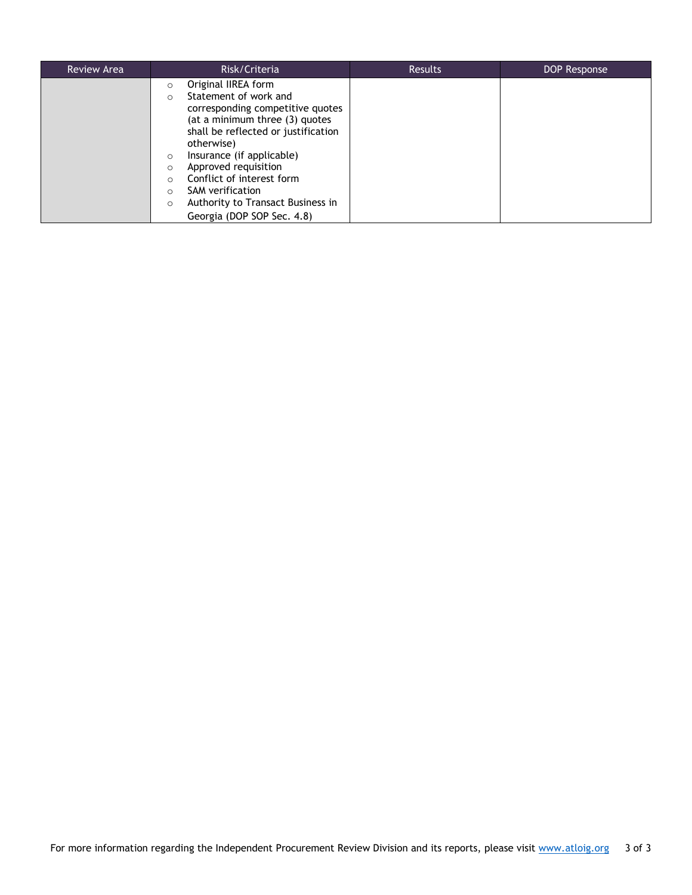| Review Area | Risk/Criteria | Results | DOP Response |
|---|---|---|---|
| | ○ Original IIREA form<br>○ Statement of work and corresponding competitive quotes (at a minimum three (3) quotes shall be reflected or justification otherwise)<br>○ Insurance (if applicable)<br>○ Approved requisition<br>○ Conflict of interest form<br>○ SAM verification<br>○ Authority to Transact Business in Georgia (DOP SOP Sec. 4.8) | | |

For more information regarding the Independent Procurement Review Division and its reports, please visit www.atloig.org